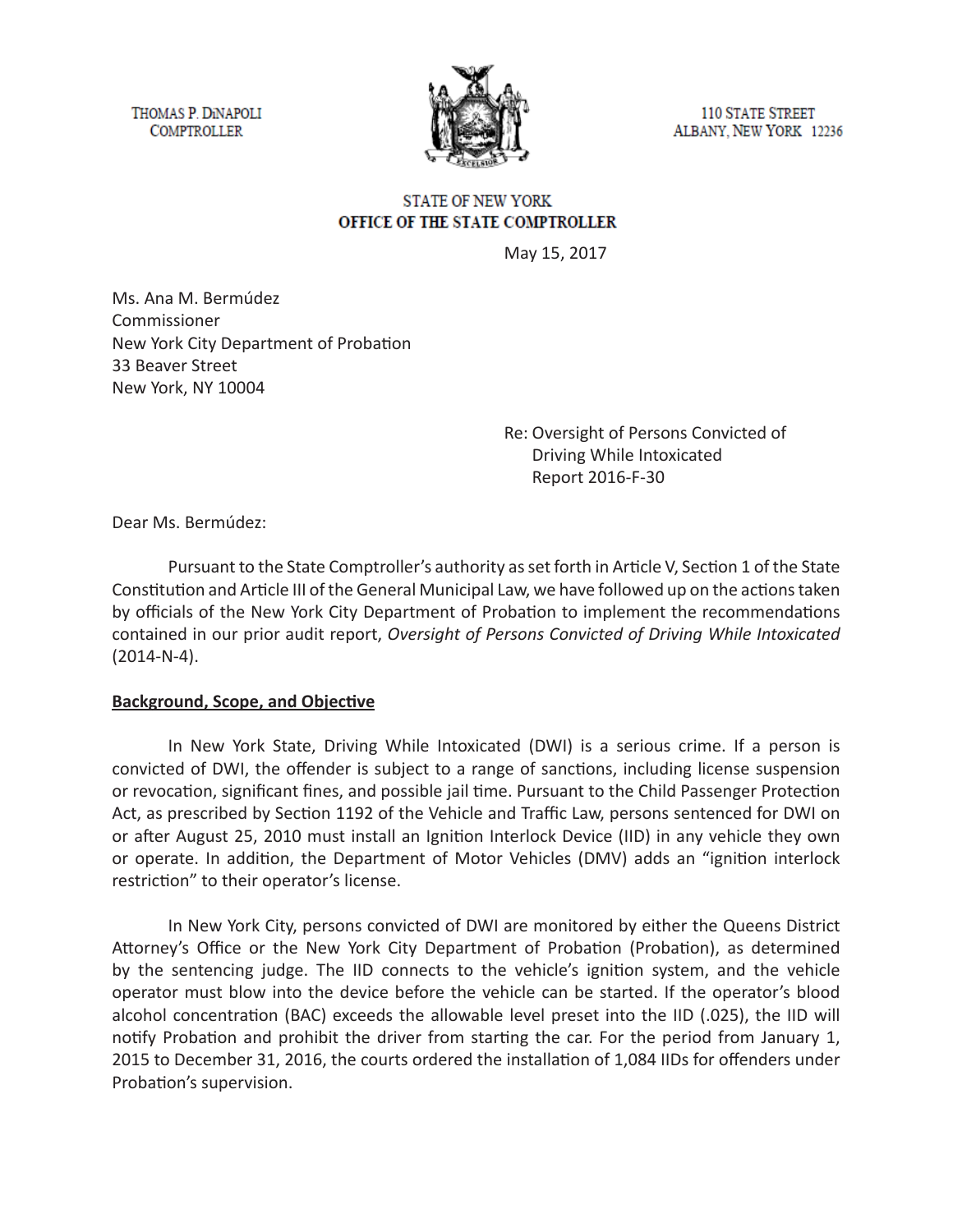THOMAS P. DiNAPOLI
COMPTROLLER

110 STATE STREET
ALBANY, NEW YORK 12236

STATE OF NEW YORK
**OFFICE OF THE STATE COMPTROLLER**

May 15, 2017

Ms. Ana M. Bermúdez
Commissioner
New York City Department of Probation
33 Beaver Street
New York, NY 10004

Re: Oversight of Persons Convicted of Driving While Intoxicated
Report 2016-F-30

Dear Ms. Bermúdez:

Pursuant to the State Comptroller's authority as set forth in Article V, Section 1 of the State Constitution and Article III of the General Municipal Law, we have followed up on the actions taken by officials of the New York City Department of Probation to implement the recommendations contained in our prior audit report, *Oversight of Persons Convicted of Driving While Intoxicated* (2014-N-4).

## Background, Scope, and Objective

In New York State, Driving While Intoxicated (DWI) is a serious crime. If a person is convicted of DWI, the offender is subject to a range of sanctions, including license suspension or revocation, significant fines, and possible jail time. Pursuant to the Child Passenger Protection Act, as prescribed by Section 1192 of the Vehicle and Traffic Law, persons sentenced for DWI on or after August 25, 2010 must install an Ignition Interlock Device (IID) in any vehicle they own or operate. In addition, the Department of Motor Vehicles (DMV) adds an "ignition interlock restriction" to their operator's license.

In New York City, persons convicted of DWI are monitored by either the Queens District Attorney's Office or the New York City Department of Probation (Probation), as determined by the sentencing judge. The IID connects to the vehicle's ignition system, and the vehicle operator must blow into the device before the vehicle can be started. If the operator's blood alcohol concentration (BAC) exceeds the allowable level preset into the IID (.025), the IID will notify Probation and prohibit the driver from starting the car. For the period from January 1, 2015 to December 31, 2016, the courts ordered the installation of 1,084 IIDs for offenders under Probation's supervision.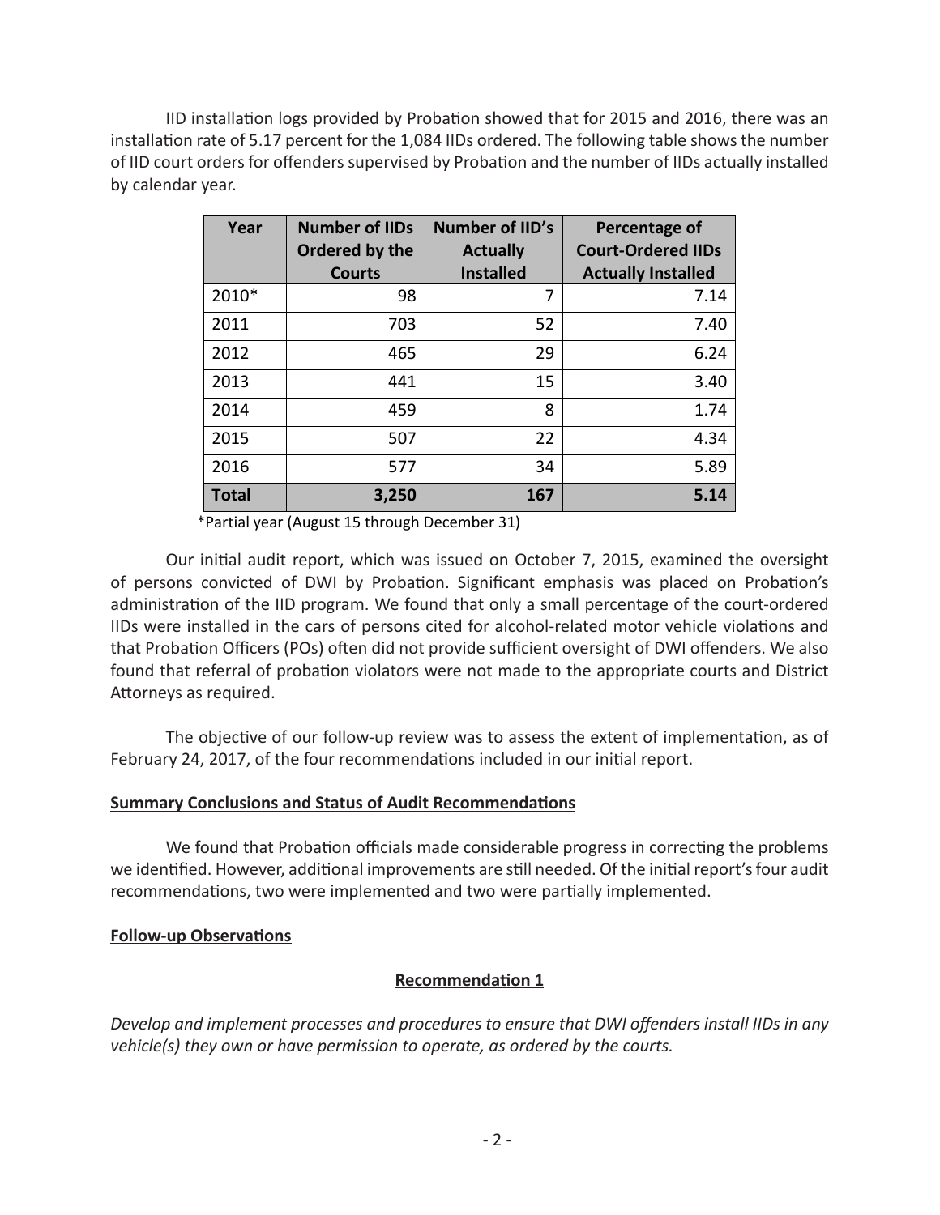IID installation logs provided by Probation showed that for 2015 and 2016, there was an installation rate of 5.17 percent for the 1,084 IIDs ordered. The following table shows the number of IID court orders for offenders supervised by Probation and the number of IIDs actually installed by calendar year.

| Year | Number of IIDs Ordered by the Courts | Number of IID's Actually Installed | Percentage of Court-Ordered IIDs Actually Installed |
|---|---|---|---|
| 2010* | 98 | 7 | 7.14 |
| 2011 | 703 | 52 | 7.40 |
| 2012 | 465 | 29 | 6.24 |
| 2013 | 441 | 15 | 3.40 |
| 2014 | 459 | 8 | 1.74 |
| 2015 | 507 | 22 | 4.34 |
| 2016 | 577 | 34 | 5.89 |
| **Total** | **3,250** | **167** | **5.14** |

*Partial year (August 15 through December 31)

Our initial audit report, which was issued on October 7, 2015, examined the oversight of persons convicted of DWI by Probation. Significant emphasis was placed on Probation's administration of the IID program. We found that only a small percentage of the court-ordered IIDs were installed in the cars of persons cited for alcohol-related motor vehicle violations and that Probation Officers (POs) often did not provide sufficient oversight of DWI offenders. We also found that referral of probation violators were not made to the appropriate courts and District Attorneys as required.

The objective of our follow-up review was to assess the extent of implementation, as of February 24, 2017, of the four recommendations included in our initial report.

## Summary Conclusions and Status of Audit Recommendations

We found that Probation officials made considerable progress in correcting the problems we identified. However, additional improvements are still needed. Of the initial report's four audit recommendations, two were implemented and two were partially implemented.

## Follow-up Observations

### Recommendation 1

*Develop and implement processes and procedures to ensure that DWI offenders install IIDs in any vehicle(s) they own or have permission to operate, as ordered by the courts.*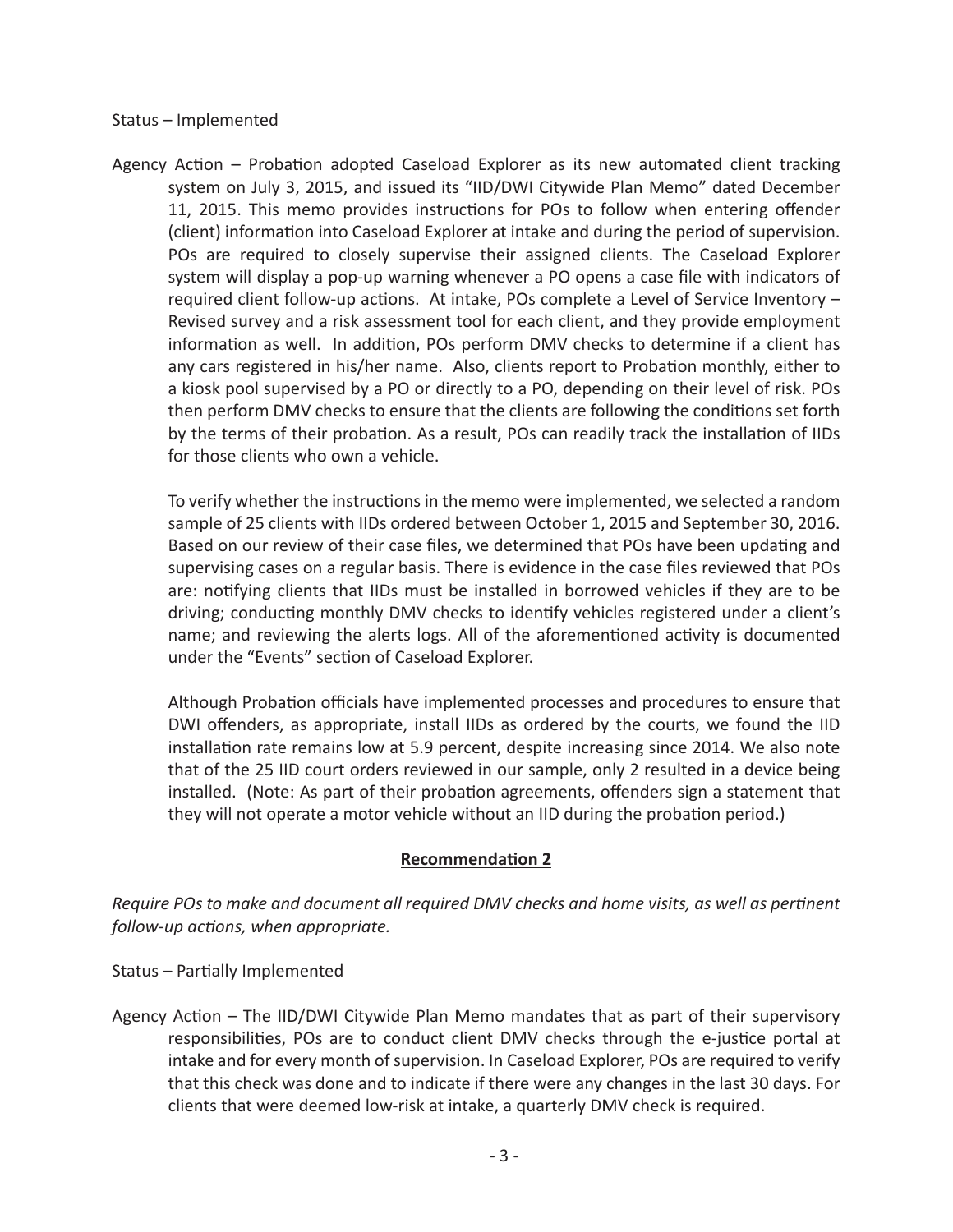Status – Implemented

Agency Action – Probation adopted Caseload Explorer as its new automated client tracking system on July 3, 2015, and issued its "IID/DWI Citywide Plan Memo" dated December 11, 2015. This memo provides instructions for POs to follow when entering offender (client) information into Caseload Explorer at intake and during the period of supervision. POs are required to closely supervise their assigned clients. The Caseload Explorer system will display a pop-up warning whenever a PO opens a case file with indicators of required client follow-up actions. At intake, POs complete a Level of Service Inventory – Revised survey and a risk assessment tool for each client, and they provide employment information as well. In addition, POs perform DMV checks to determine if a client has any cars registered in his/her name. Also, clients report to Probation monthly, either to a kiosk pool supervised by a PO or directly to a PO, depending on their level of risk. POs then perform DMV checks to ensure that the clients are following the conditions set forth by the terms of their probation. As a result, POs can readily track the installation of IIDs for those clients who own a vehicle.

To verify whether the instructions in the memo were implemented, we selected a random sample of 25 clients with IIDs ordered between October 1, 2015 and September 30, 2016. Based on our review of their case files, we determined that POs have been updating and supervising cases on a regular basis. There is evidence in the case files reviewed that POs are: notifying clients that IIDs must be installed in borrowed vehicles if they are to be driving; conducting monthly DMV checks to identify vehicles registered under a client's name; and reviewing the alerts logs. All of the aforementioned activity is documented under the "Events" section of Caseload Explorer.

Although Probation officials have implemented processes and procedures to ensure that DWI offenders, as appropriate, install IIDs as ordered by the courts, we found the IID installation rate remains low at 5.9 percent, despite increasing since 2014. We also note that of the 25 IID court orders reviewed in our sample, only 2 resulted in a device being installed. (Note: As part of their probation agreements, offenders sign a statement that they will not operate a motor vehicle without an IID during the probation period.)

## **Recommendation 2**

*Require POs to make and document all required DMV checks and home visits, as well as pertinent follow-up actions, when appropriate.*

Status – Partially Implemented

Agency Action – The IID/DWI Citywide Plan Memo mandates that as part of their supervisory responsibilities, POs are to conduct client DMV checks through the e-justice portal at intake and for every month of supervision. In Caseload Explorer, POs are required to verify that this check was done and to indicate if there were any changes in the last 30 days. For clients that were deemed low-risk at intake, a quarterly DMV check is required.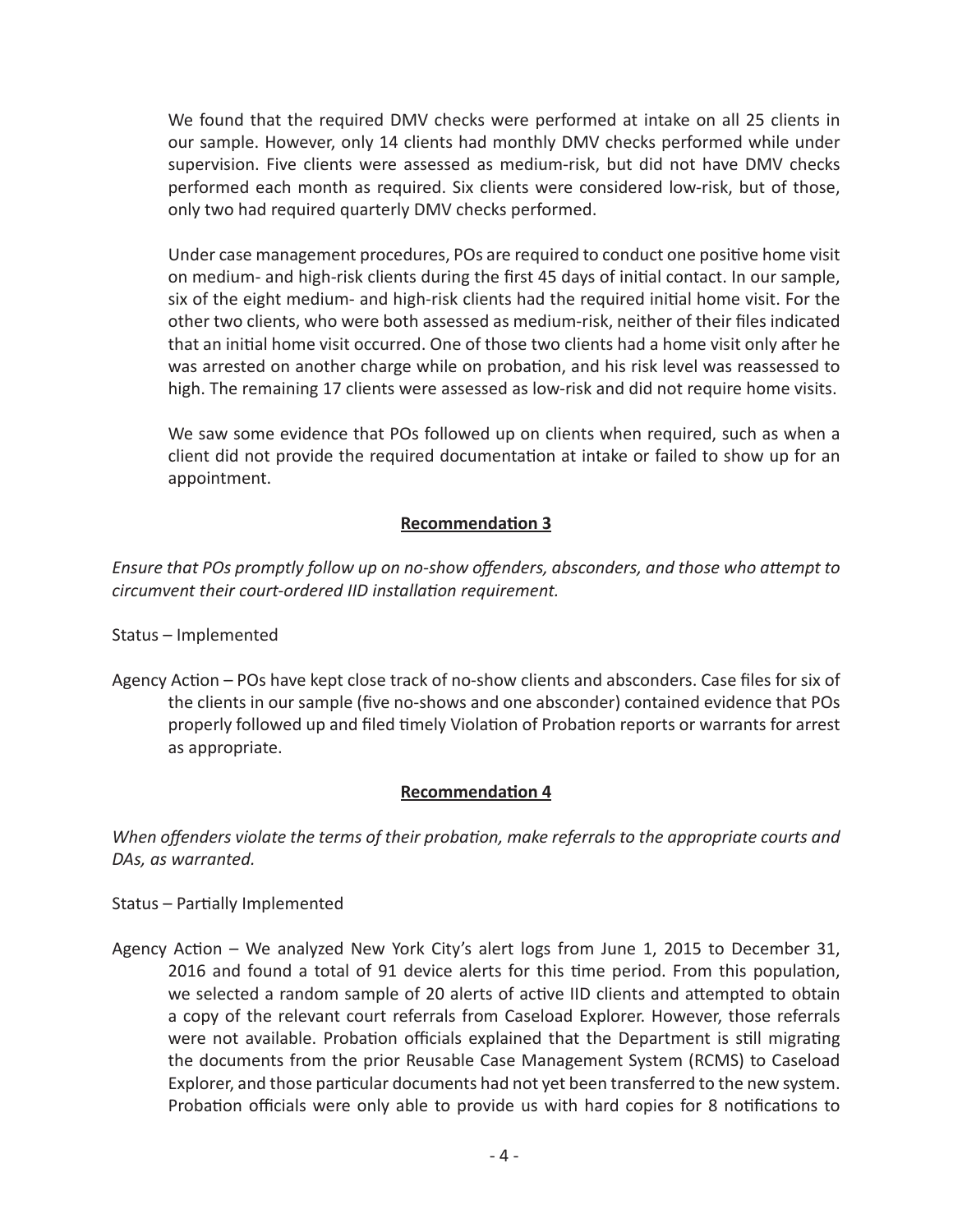We found that the required DMV checks were performed at intake on all 25 clients in our sample. However, only 14 clients had monthly DMV checks performed while under supervision. Five clients were assessed as medium-risk, but did not have DMV checks performed each month as required. Six clients were considered low-risk, but of those, only two had required quarterly DMV checks performed.

Under case management procedures, POs are required to conduct one positive home visit on medium- and high-risk clients during the first 45 days of initial contact. In our sample, six of the eight medium- and high-risk clients had the required initial home visit. For the other two clients, who were both assessed as medium-risk, neither of their files indicated that an initial home visit occurred. One of those two clients had a home visit only after he was arrested on another charge while on probation, and his risk level was reassessed to high. The remaining 17 clients were assessed as low-risk and did not require home visits.

We saw some evidence that POs followed up on clients when required, such as when a client did not provide the required documentation at intake or failed to show up for an appointment.

### Recommendation 3

*Ensure that POs promptly follow up on no-show offenders, absconders, and those who attempt to circumvent their court-ordered IID installation requirement.*

Status – Implemented

Agency Action – POs have kept close track of no-show clients and absconders. Case files for six of the clients in our sample (five no-shows and one absconder) contained evidence that POs properly followed up and filed timely Violation of Probation reports or warrants for arrest as appropriate.

### Recommendation 4

*When offenders violate the terms of their probation, make referrals to the appropriate courts and DAs, as warranted.*

Status – Partially Implemented

Agency Action – We analyzed New York City's alert logs from June 1, 2015 to December 31, 2016 and found a total of 91 device alerts for this time period. From this population, we selected a random sample of 20 alerts of active IID clients and attempted to obtain a copy of the relevant court referrals from Caseload Explorer. However, those referrals were not available. Probation officials explained that the Department is still migrating the documents from the prior Reusable Case Management System (RCMS) to Caseload Explorer, and those particular documents had not yet been transferred to the new system. Probation officials were only able to provide us with hard copies for 8 notifications to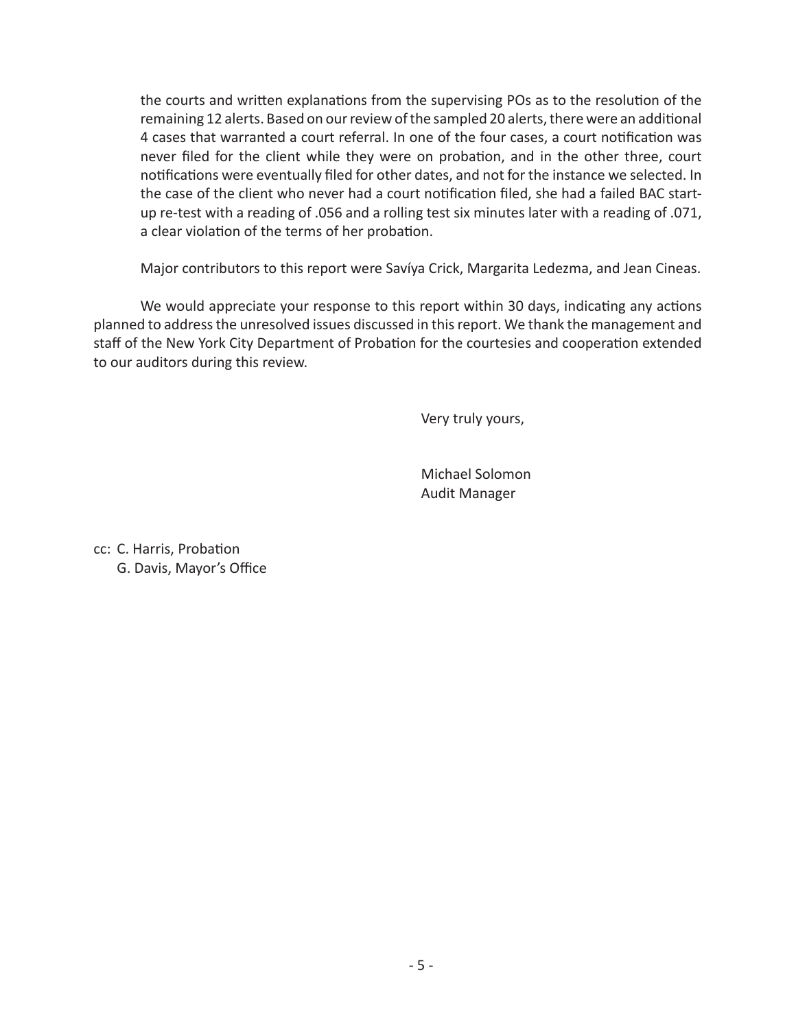the courts and written explanations from the supervising POs as to the resolution of the remaining 12 alerts. Based on our review of the sampled 20 alerts, there were an additional 4 cases that warranted a court referral. In one of the four cases, a court notification was never filed for the client while they were on probation, and in the other three, court notifications were eventually filed for other dates, and not for the instance we selected. In the case of the client who never had a court notification filed, she had a failed BAC start-up re-test with a reading of .056 and a rolling test six minutes later with a reading of .071, a clear violation of the terms of her probation.

Major contributors to this report were Savíya Crick, Margarita Ledezma, and Jean Cineas.

We would appreciate your response to this report within 30 days, indicating any actions planned to address the unresolved issues discussed in this report. We thank the management and staff of the New York City Department of Probation for the courtesies and cooperation extended to our auditors during this review.

Very truly yours,

Michael Solomon
Audit Manager

cc: C. Harris, Probation
G. Davis, Mayor's Office